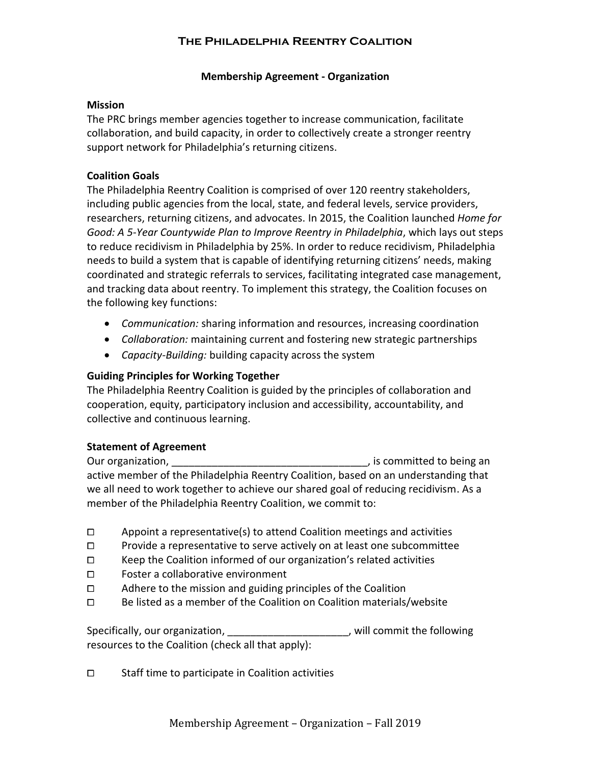# The Philadelphia Reentry Coalition

## Membership Agreement - Organization

**Mission**

The PRC brings member agencies together to increase communication, facilitate collaboration, and build capacity, in order to collectively create a stronger reentry support network for Philadelphia's returning citizens.

**Coalition Goals**

The Philadelphia Reentry Coalition is comprised of over 120 reentry stakeholders, including public agencies from the local, state, and federal levels, service providers, researchers, returning citizens, and advocates. In 2015, the Coalition launched *Home for Good: A 5-Year Countywide Plan to Improve Reentry in Philadelphia*, which lays out steps to reduce recidivism in Philadelphia by 25%. In order to reduce recidivism, Philadelphia needs to build a system that is capable of identifying returning citizens' needs, making coordinated and strategic referrals to services, facilitating integrated case management, and tracking data about reentry. To implement this strategy, the Coalition focuses on the following key functions:

- *Communication:* sharing information and resources, increasing coordination
- *Collaboration:* maintaining current and fostering new strategic partnerships
- *Capacity-Building:* building capacity across the system

**Guiding Principles for Working Together**

The Philadelphia Reentry Coalition is guided by the principles of collaboration and cooperation, equity, participatory inclusion and accessibility, accountability, and collective and continuous learning.

**Statement of Agreement**

Our organization, __________________________________, is committed to being an active member of the Philadelphia Reentry Coalition, based on an understanding that we all need to work together to achieve our shared goal of reducing recidivism. As a member of the Philadelphia Reentry Coalition, we commit to:

- ☐ Appoint a representative(s) to attend Coalition meetings and activities
- ☐ Provide a representative to serve actively on at least one subcommittee
- ☐ Keep the Coalition informed of our organization's related activities
- ☐ Foster a collaborative environment
- ☐ Adhere to the mission and guiding principles of the Coalition
- ☐ Be listed as a member of the Coalition on Coalition materials/website

Specifically, our organization, _____________________, will commit the following resources to the Coalition (check all that apply):

- ☐ Staff time to participate in Coalition activities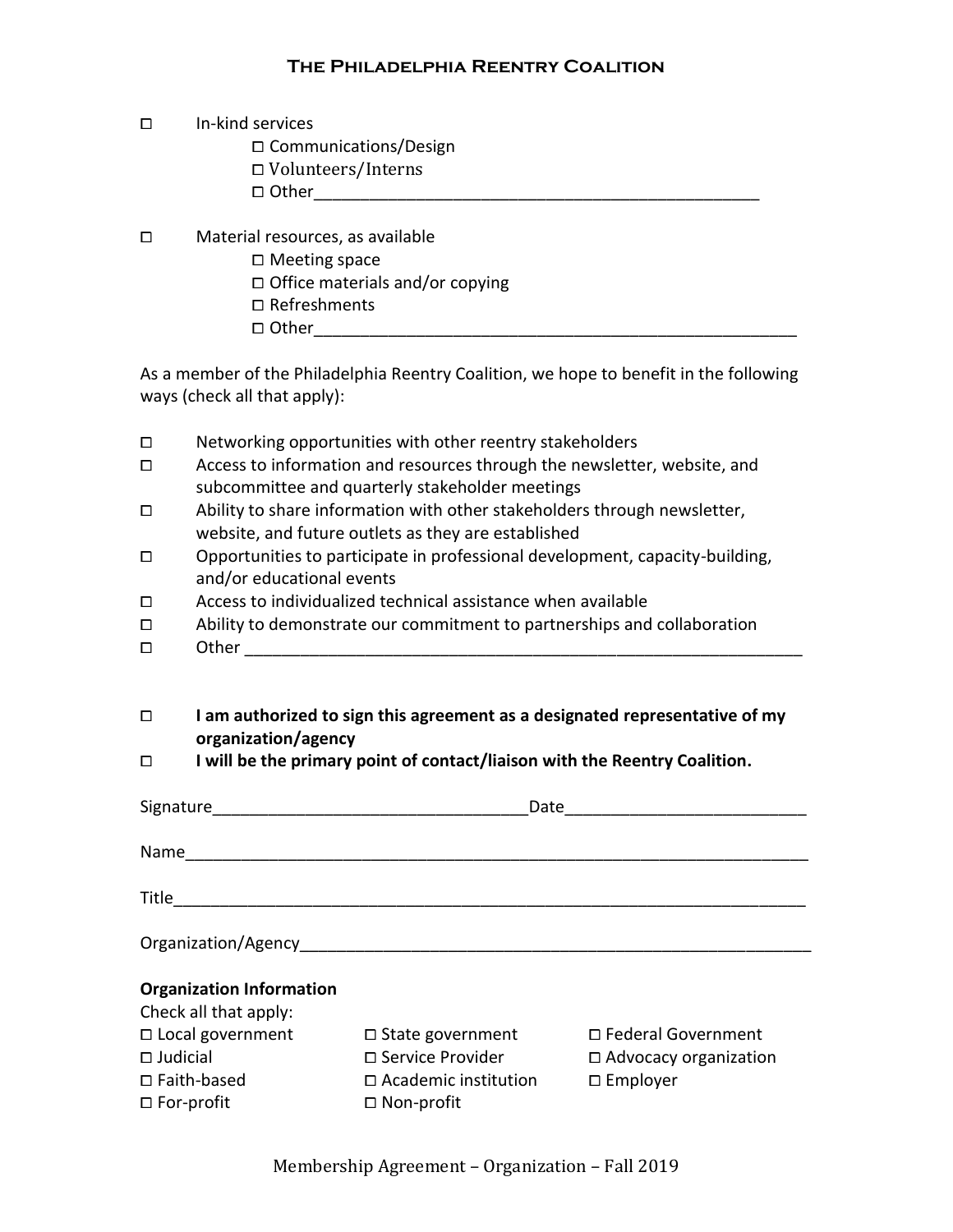- ☐ In-kind services
  - ☐ Communications/Design
  - ☐ Volunteers/Interns
  - ☐ Other__________________________________________________

- ☐ Material resources, as available
  - ☐ Meeting space
  - ☐ Office materials and/or copying
  - ☐ Refreshments
  - ☐ Other______________________________________________________

As a member of the Philadelphia Reentry Coalition, we hope to benefit in the following ways (check all that apply):

- ☐ Networking opportunities with other reentry stakeholders
- ☐ Access to information and resources through the newsletter, website, and subcommittee and quarterly stakeholder meetings
- ☐ Ability to share information with other stakeholders through newsletter, website, and future outlets as they are established
- ☐ Opportunities to participate in professional development, capacity-building, and/or educational events
- ☐ Access to individualized technical assistance when available
- ☐ Ability to demonstrate our commitment to partnerships and collaboration
- ☐ Other ____________________________________________________________

- ☐ **I am authorized to sign this agreement as a designated representative of my organization/agency**
- ☐ **I will be the primary point of contact/liaison with the Reentry Coalition.**

Signature__________________________________Date__________________________

Name_____________________________________________________________________

Title______________________________________________________________________

Organization/Agency_______________________________________________________

**Organization Information**

Check all that apply:

| | | |
|---|---|---|
| ☐ Local government | ☐ State government | ☐ Federal Government |
| ☐ Judicial | ☐ Service Provider | ☐ Advocacy organization |
| ☐ Faith-based | ☐ Academic institution | ☐ Employer |
| ☐ For-profit | ☐ Non-profit | |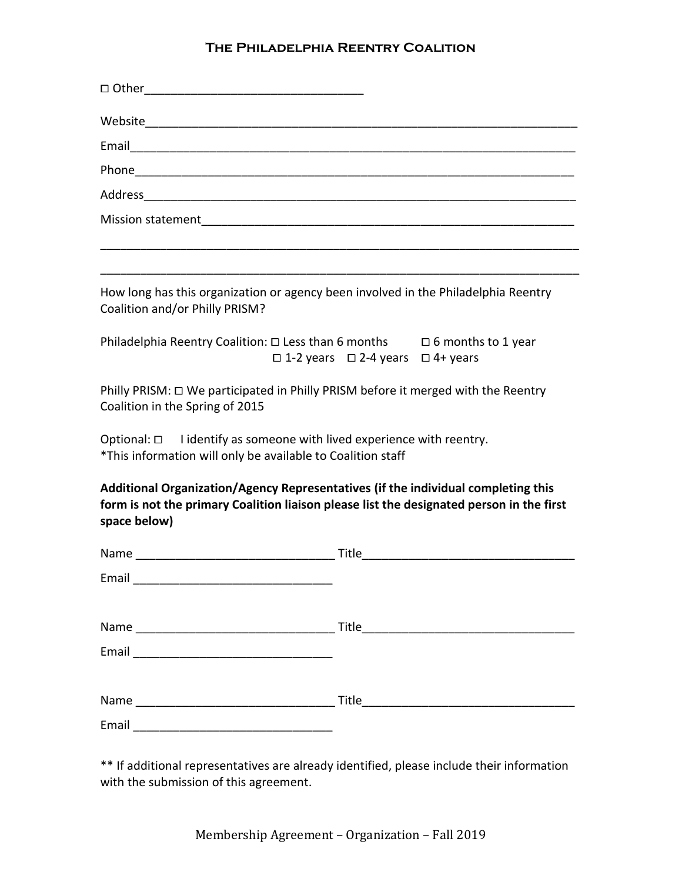☐ Other_________________________________

Website____________________________________________________________________

Email______________________________________________________________________

Phone______________________________________________________________________

Address____________________________________________________________________

Mission statement___________________________________________________________

___________________________________________________________________________

___________________________________________________________________________

How long has this organization or agency been involved in the Philadelphia Reentry Coalition and/or Philly PRISM?

Philadelphia Reentry Coalition: ☐ Less than 6 months ☐ 6 months to 1 year ☐ 1-2 years ☐ 2-4 years ☐ 4+ years

Philly PRISM: ☐ We participated in Philly PRISM before it merged with the Reentry Coalition in the Spring of 2015

Optional: ☐ I identify as someone with lived experience with reentry.
*This information will only be available to Coalition staff

**Additional Organization/Agency Representatives (if the individual completing this form is not the primary Coalition liaison please list the designated person in the first space below)**

Name ______________________________ Title________________________________

Email ______________________________

Name ______________________________ Title________________________________

Email ______________________________

Name ______________________________ Title________________________________

Email ______________________________

** If additional representatives are already identified, please include their information with the submission of this agreement.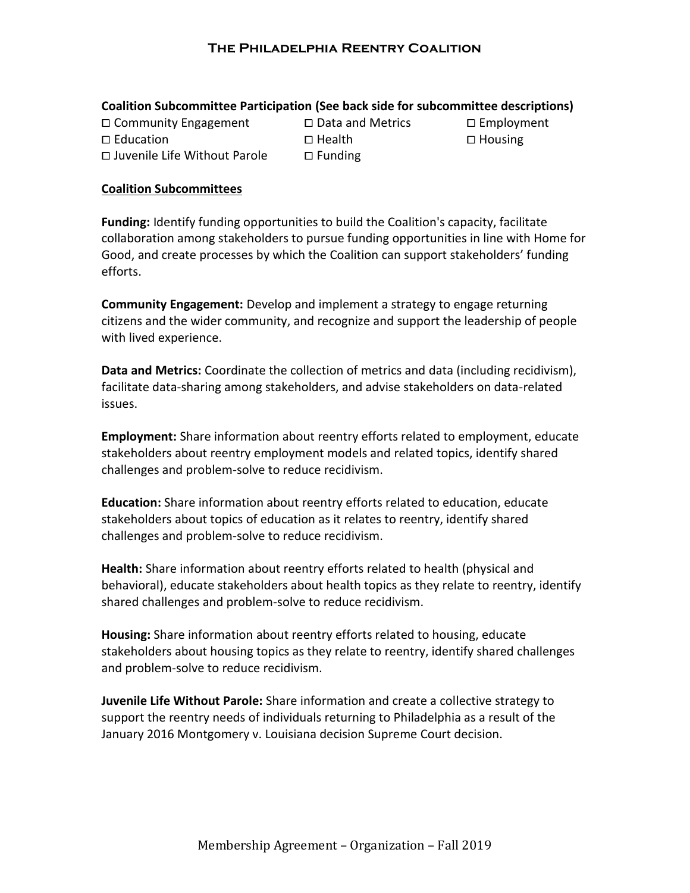**Coalition Subcommittee Participation (See back side for subcommittee descriptions)**

☐ Community Engagement ☐ Data and Metrics ☐ Employment
☐ Education ☐ Health ☐ Housing
☐ Juvenile Life Without Parole ☐ Funding

**Coalition Subcommittees**

**Funding:** Identify funding opportunities to build the Coalition's capacity, facilitate collaboration among stakeholders to pursue funding opportunities in line with Home for Good, and create processes by which the Coalition can support stakeholders' funding efforts.

**Community Engagement:** Develop and implement a strategy to engage returning citizens and the wider community, and recognize and support the leadership of people with lived experience.

**Data and Metrics:** Coordinate the collection of metrics and data (including recidivism), facilitate data-sharing among stakeholders, and advise stakeholders on data-related issues.

**Employment:** Share information about reentry efforts related to employment, educate stakeholders about reentry employment models and related topics, identify shared challenges and problem-solve to reduce recidivism.

**Education:** Share information about reentry efforts related to education, educate stakeholders about topics of education as it relates to reentry, identify shared challenges and problem-solve to reduce recidivism.

**Health:** Share information about reentry efforts related to health (physical and behavioral), educate stakeholders about health topics as they relate to reentry, identify shared challenges and problem-solve to reduce recidivism.

**Housing:** Share information about reentry efforts related to housing, educate stakeholders about housing topics as they relate to reentry, identify shared challenges and problem-solve to reduce recidivism.

**Juvenile Life Without Parole:** Share information and create a collective strategy to support the reentry needs of individuals returning to Philadelphia as a result of the January 2016 Montgomery v. Louisiana decision Supreme Court decision.